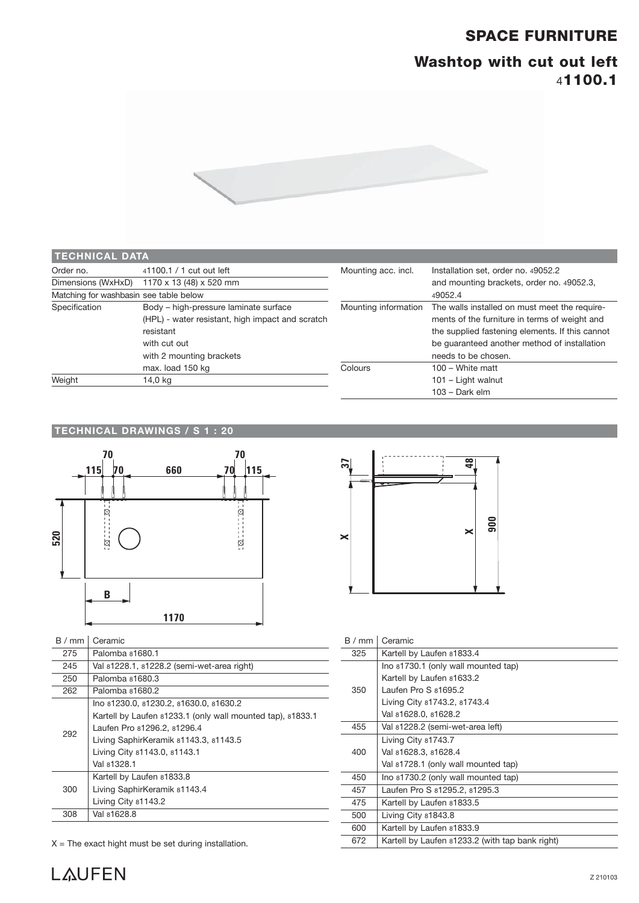# SPACE FURNITURE

## Washtop with cut out left

4**1100.1**

### TECHNICAL DATA

| | |
|---|---|
| Order no. | 41100.1 / 1 cut out left |
| Dimensions (WxHxD) | 1170 x 13 (48) x 520 mm |
| Matching for washbasin | see table below |
| Specification | Body – high-pressure laminate surface (HPL) - water resistant, high impact and scratch resistant<br>with cut out<br>with 2 mounting brackets<br>max. load 150 kg |
| Weight | 14,0 kg |
| Mounting acc. incl. | Installation set, order no. 49052.2 and mounting brackets, order no. 49052.3, 49052.4 |
| Mounting information | The walls installed on must meet the requirements of the furniture in terms of weight and the supplied fastening elements. If this cannot be guaranteed another method of installation needs to be chosen. |
| Colours | 100 – White matt<br>101 – Light walnut<br>103 – Dark elm |

### TECHNICAL DRAWINGS / S 1 : 20

70 70
115 70 660 70 115
520
B
1170
37 48
X X 900

| B / mm | Ceramic |
|---|---|
| 275 | Palomba 81680.1 |
| 245 | Val 81228.1, 81228.2 (semi-wet-area right) |
| 250 | Palomba 81680.3 |
| 262 | Palomba 81680.2 |
| 292 | Ino 81230.0, 81230.2, 81630.0, 81630.2<br>Kartell by Laufen 81233.1 (only wall mounted tap), 81833.1<br>Laufen Pro 81296.2, 81296.4<br>Living SaphirKeramik 81143.3, 81143.5<br>Living City 81143.0, 81143.1<br>Val 81328.1 |
| 300 | Kartell by Laufen 81833.8<br>Living SaphirKeramik 81143.4<br>Living City 81143.2 |
| 308 | Val 81628.8 |

X = The exact hight must be set during installation.

| B / mm | Ceramic |
|---|---|
| 325 | Kartell by Laufen 81833.4 |
| 350 | Ino 81730.1 (only wall mounted tap)<br>Kartell by Laufen 81633.2<br>Laufen Pro S 81695.2<br>Living City 81743.2, 81743.4<br>Val 81628.0, 81628.2 |
| 455 | Val 81228.2 (semi-wet-area left) |
| 400 | Living City 81743.7<br>Val 81628.3, 81628.4<br>Val 81728.1 (only wall mounted tap) |
| 450 | Ino 81730.2 (only wall mounted tap) |
| 457 | Laufen Pro S 81295.2, 81295.3 |
| 475 | Kartell by Laufen 81833.5 |
| 500 | Living City 81843.8 |
| 600 | Kartell by Laufen 81833.9 |
| 672 | Kartell by Laufen 81233.2 (with tap bank right) |

LAUFEN

Z 210103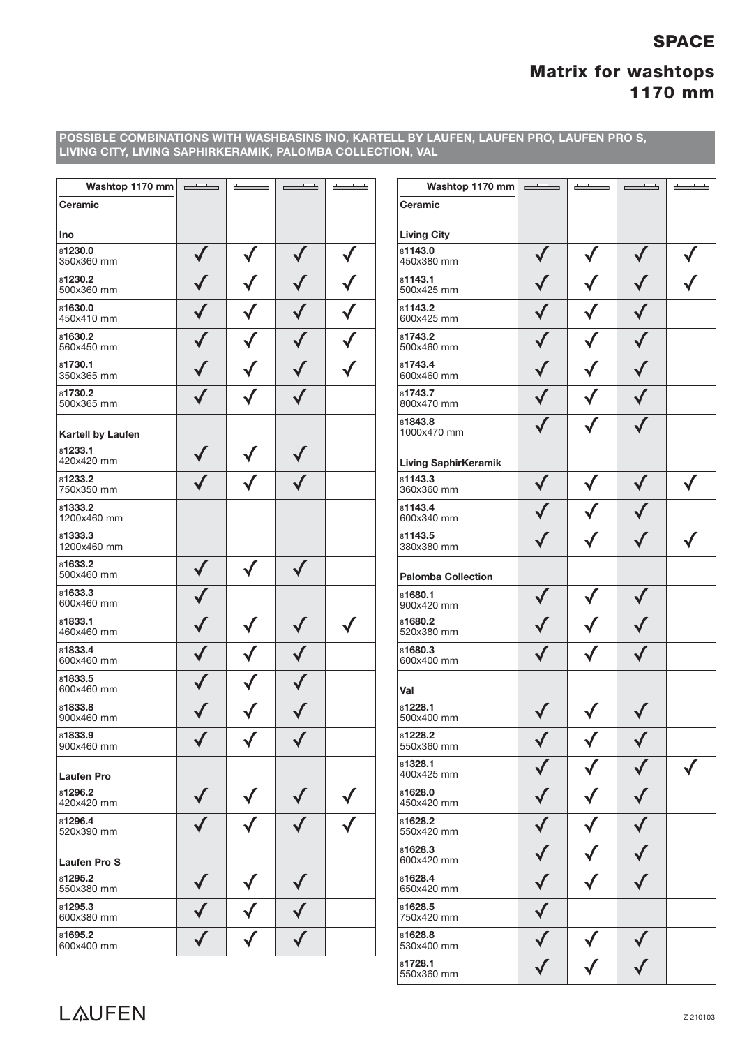# SPACE

## Matrix for washtops 1170 mm

**POSSIBLE COMBINATIONS WITH WASHBASINS INO, KARTELL BY LAUFEN, LAUFEN PRO, LAUFEN PRO S, LIVING CITY, LIVING SAPHIRKERAMIK, PALOMBA COLLECTION, VAL**

| Washtop 1170 mm | | | | |
|---|---|---|---|---|
| **Ceramic** | | | | |
| **Ino** | | | | |
| 8**1230.0** 350x360 mm | ✓ | ✓ | ✓ | ✓ |
| 8**1230.2** 500x360 mm | ✓ | ✓ | ✓ | ✓ |
| 8**1630.0** 450x410 mm | ✓ | ✓ | ✓ | ✓ |
| 8**1630.2** 560x450 mm | ✓ | ✓ | ✓ | ✓ |
| 8**1730.1** 350x365 mm | ✓ | ✓ | ✓ | ✓ |
| 8**1730.2** 500x365 mm | ✓ | ✓ | ✓ | |
| **Kartell by Laufen** | | | | |
| 8**1233.1** 420x420 mm | ✓ | ✓ | ✓ | |
| 8**1233.2** 750x350 mm | ✓ | ✓ | ✓ | |
| 8**1333.2** 1200x460 mm | | | | |
| 8**1333.3** 1200x460 mm | | | | |
| 8**1633.2** 500x460 mm | ✓ | ✓ | ✓ | |
| 8**1633.3** 600x460 mm | ✓ | | | |
| 8**1833.1** 460x460 mm | ✓ | ✓ | ✓ | ✓ |
| 8**1833.4** 600x460 mm | ✓ | ✓ | ✓ | |
| 8**1833.5** 600x460 mm | ✓ | ✓ | ✓ | |
| 8**1833.8** 900x460 mm | ✓ | ✓ | ✓ | |
| 8**1833.9** 900x460 mm | ✓ | ✓ | ✓ | |
| **Laufen Pro** | | | | |
| 8**1296.2** 420x420 mm | ✓ | ✓ | ✓ | ✓ |
| 8**1296.4** 520x390 mm | ✓ | ✓ | ✓ | ✓ |
| **Laufen Pro S** | | | | |
| 8**1295.2** 550x380 mm | ✓ | ✓ | ✓ | |
| 8**1295.3** 600x380 mm | ✓ | ✓ | ✓ | |
| 8**1695.2** 600x400 mm | ✓ | ✓ | ✓ | |

| Washtop 1170 mm | | | | |
|---|---|---|---|---|
| **Ceramic** | | | | |
| **Living City** | | | | |
| 8**1143.0** 450x380 mm | ✓ | ✓ | ✓ | ✓ |
| 8**1143.1** 500x425 mm | ✓ | ✓ | ✓ | ✓ |
| 8**1143.2** 600x425 mm | ✓ | ✓ | ✓ | |
| 8**1743.2** 500x460 mm | ✓ | ✓ | ✓ | |
| 8**1743.4** 600x460 mm | ✓ | ✓ | ✓ | |
| 8**1743.7** 800x470 mm | ✓ | ✓ | ✓ | |
| 8**1843.8** 1000x470 mm | ✓ | ✓ | ✓ | |
| **Living SaphirKeramik** | | | | |
| 8**1143.3** 360x360 mm | ✓ | ✓ | ✓ | ✓ |
| 8**1143.4** 600x340 mm | ✓ | ✓ | ✓ | |
| 8**1143.5** 380x380 mm | ✓ | ✓ | ✓ | ✓ |
| **Palomba Collection** | | | | |
| 8**1680.1** 900x420 mm | ✓ | ✓ | ✓ | |
| 8**1680.2** 520x380 mm | ✓ | ✓ | ✓ | |
| 8**1680.3** 600x400 mm | ✓ | ✓ | ✓ | |
| **Val** | | | | |
| 8**1228.1** 500x400 mm | ✓ | ✓ | ✓ | |
| 8**1228.2** 550x360 mm | ✓ | ✓ | ✓ | |
| 8**1328.1** 400x425 mm | ✓ | ✓ | ✓ | ✓ |
| 8**1628.0** 450x420 mm | ✓ | ✓ | ✓ | |
| 8**1628.2** 550x420 mm | ✓ | ✓ | ✓ | |
| 8**1628.3** 600x420 mm | ✓ | ✓ | ✓ | |
| 8**1628.4** 650x420 mm | ✓ | ✓ | ✓ | |
| 8**1628.5** 750x420 mm | ✓ | | | |
| 8**1628.8** 530x400 mm | ✓ | ✓ | ✓ | |
| 8**1728.1** 550x360 mm | ✓ | ✓ | ✓ | |

LAUFEN

Z 210103